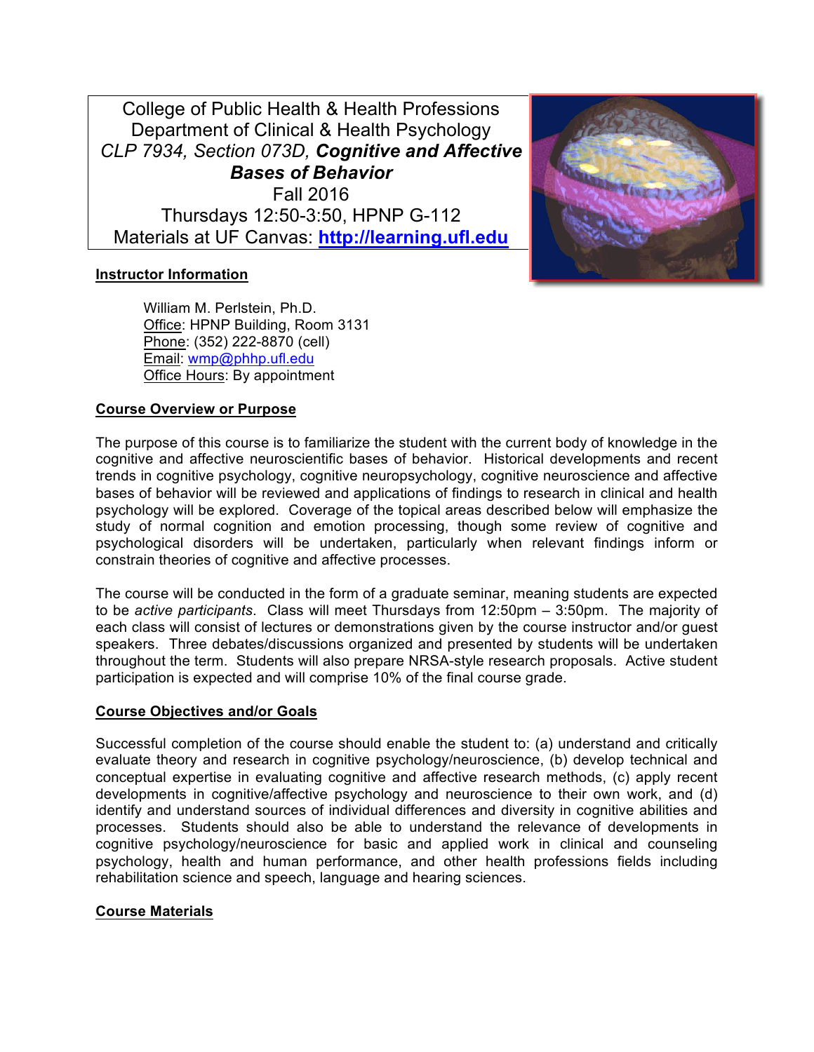College of Public Health & Health Professions
Department of Clinical & Health Psychology
*CLP 7934, Section 073D,* ***Cognitive and Affective Bases of Behavior***
Fall 2016
Thursdays 12:50-3:50, HPNP G-112
Materials at UF Canvas: **http://learning.ufl.edu**

## Instructor Information

William M. Perlstein, Ph.D.
Office: HPNP Building, Room 3131
Phone: (352) 222-8870 (cell)
Email: wmp@phhp.ufl.edu
Office Hours: By appointment

## Course Overview or Purpose

The purpose of this course is to familiarize the student with the current body of knowledge in the cognitive and affective neuroscientific bases of behavior. Historical developments and recent trends in cognitive psychology, cognitive neuropsychology, cognitive neuroscience and affective bases of behavior will be reviewed and applications of findings to research in clinical and health psychology will be explored. Coverage of the topical areas described below will emphasize the study of normal cognition and emotion processing, though some review of cognitive and psychological disorders will be undertaken, particularly when relevant findings inform or constrain theories of cognitive and affective processes.

The course will be conducted in the form of a graduate seminar, meaning students are expected to be *active participants*. Class will meet Thursdays from 12:50pm – 3:50pm. The majority of each class will consist of lectures or demonstrations given by the course instructor and/or guest speakers. Three debates/discussions organized and presented by students will be undertaken throughout the term. Students will also prepare NRSA-style research proposals. Active student participation is expected and will comprise 10% of the final course grade.

## Course Objectives and/or Goals

Successful completion of the course should enable the student to: (a) understand and critically evaluate theory and research in cognitive psychology/neuroscience, (b) develop technical and conceptual expertise in evaluating cognitive and affective research methods, (c) apply recent developments in cognitive/affective psychology and neuroscience to their own work, and (d) identify and understand sources of individual differences and diversity in cognitive abilities and processes. Students should also be able to understand the relevance of developments in cognitive psychology/neuroscience for basic and applied work in clinical and counseling psychology, health and human performance, and other health professions fields including rehabilitation science and speech, language and hearing sciences.

## Course Materials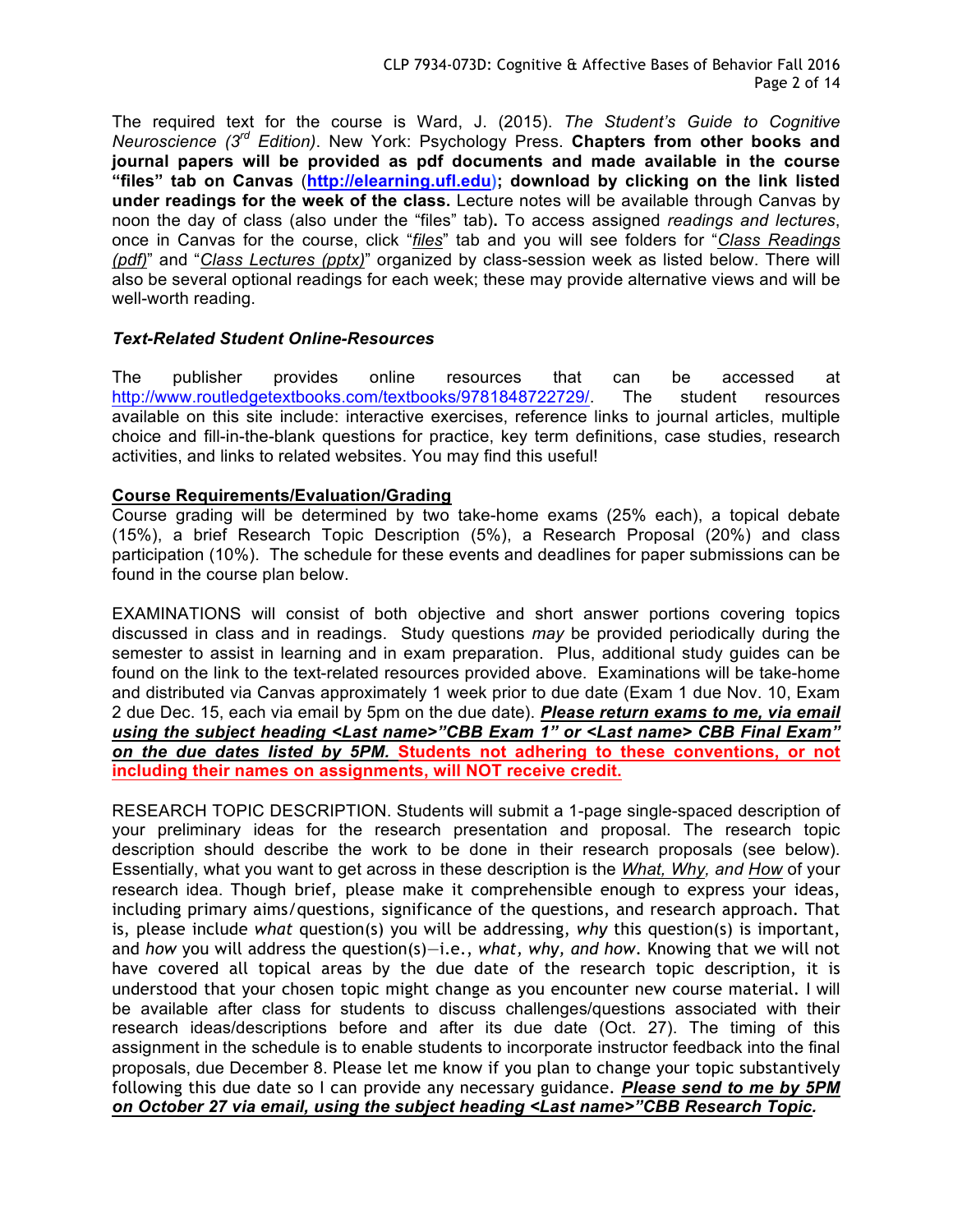The required text for the course is Ward, J. (2015). *The Student's Guide to Cognitive Neuroscience (3rd Edition)*. New York: Psychology Press. **Chapters from other books and journal papers will be provided as pdf documents and made available in the course "files" tab on Canvas (http://elearning.ufl.edu); download by clicking on the link listed under readings for the week of the class.** Lecture notes will be available through Canvas by noon the day of class (also under the "files" tab)**.** To access assigned *readings and lectures*, once in Canvas for the course, click "*files*" tab and you will see folders for "*Class Readings (pdf)*" and "*Class Lectures (pptx)*" organized by class-session week as listed below. There will also be several optional readings for each week; these may provide alternative views and will be well-worth reading.

### *Text-Related Student Online-Resources*

The publisher provides online resources that can be accessed at http://www.routledgetextbooks.com/textbooks/9781848722729/. The student resources available on this site include: interactive exercises, reference links to journal articles, multiple choice and fill-in-the-blank questions for practice, key term definitions, case studies, research activities, and links to related websites. You may find this useful!

### Course Requirements/Evaluation/Grading

Course grading will be determined by two take-home exams (25% each), a topical debate (15%), a brief Research Topic Description (5%), a Research Proposal (20%) and class participation (10%). The schedule for these events and deadlines for paper submissions can be found in the course plan below.

EXAMINATIONS will consist of both objective and short answer portions covering topics discussed in class and in readings. Study questions *may* be provided periodically during the semester to assist in learning and in exam preparation. Plus, additional study guides can be found on the link to the text-related resources provided above. Examinations will be take-home and distributed via Canvas approximately 1 week prior to due date (Exam 1 due Nov. 10, Exam 2 due Dec. 15, each via email by 5pm on the due date). ***Please return exams to me, via email using the subject heading <Last name>"CBB Exam 1" or <Last name> CBB Final Exam" on the due dates listed by 5PM.*** **Students not adhering to these conventions, or not including their names on assignments, will NOT receive credit.**

RESEARCH TOPIC DESCRIPTION. Students will submit a 1-page single-spaced description of your preliminary ideas for the research presentation and proposal. The research topic description should describe the work to be done in their research proposals (see below). Essentially, what you want to get across in these description is the *What, Why, and How* of your research idea. Though brief, please make it comprehensible enough to express your ideas, including primary aims/questions, significance of the questions, and research approach. That is, please include *what* question(s) you will be addressing, *why* this question(s) is important, and *how* you will address the question(s)—i.e., *what, why, and how*. Knowing that we will not have covered all topical areas by the due date of the research topic description, it is understood that your chosen topic might change as you encounter new course material. I will be available after class for students to discuss challenges/questions associated with their research ideas/descriptions before and after its due date (Oct. 27). The timing of this assignment in the schedule is to enable students to incorporate instructor feedback into the final proposals, due December 8. Please let me know if you plan to change your topic substantively following this due date so I can provide any necessary guidance. ***Please send to me by 5PM on October 27 via email, using the subject heading <Last name>"CBB Research Topic.***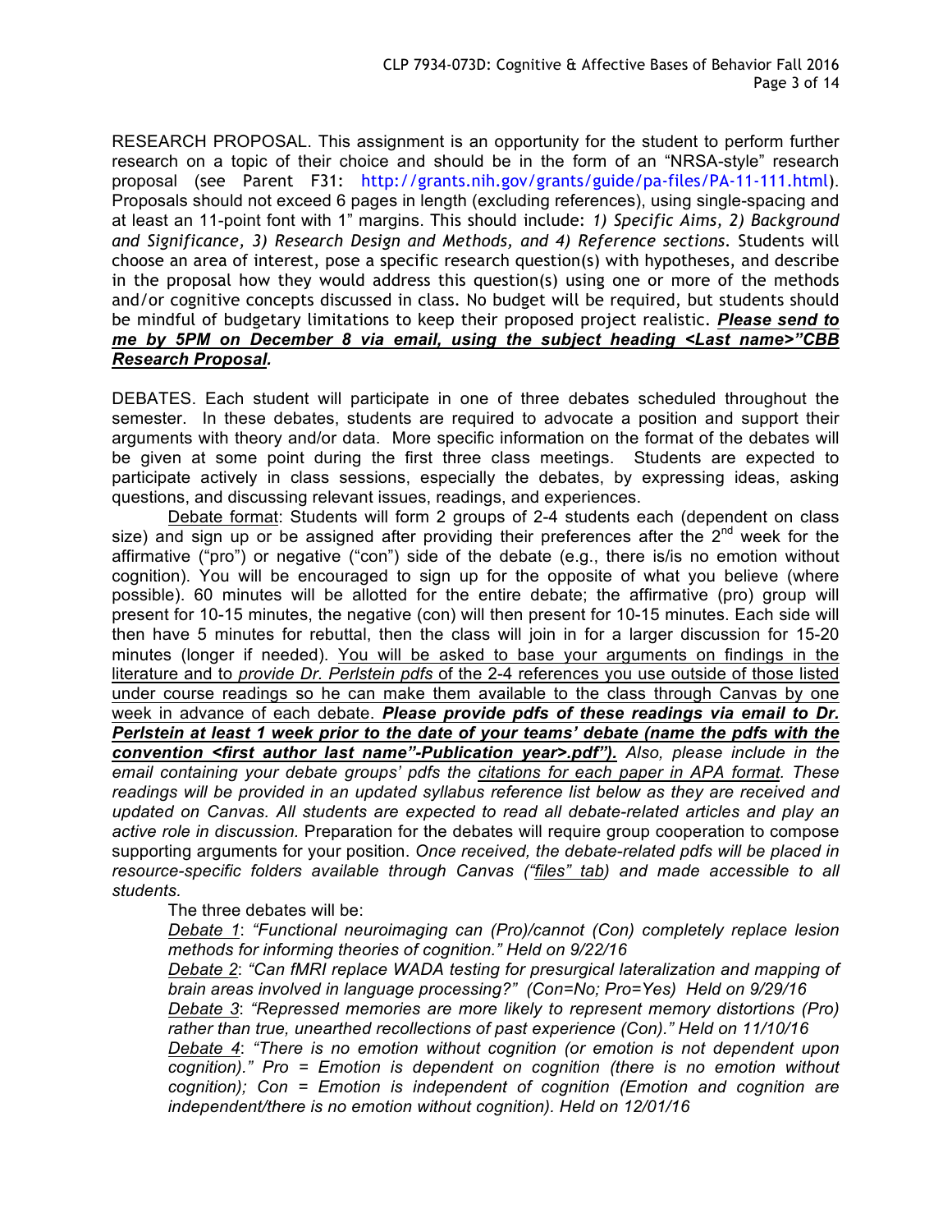RESEARCH PROPOSAL. This assignment is an opportunity for the student to perform further research on a topic of their choice and should be in the form of an "NRSA-style" research proposal (see Parent F31: http://grants.nih.gov/grants/guide/pa-files/PA-11-111.html). Proposals should not exceed 6 pages in length (excluding references), using single-spacing and at least an 11-point font with 1" margins. This should include: *1) Specific Aims, 2) Background and Significance, 3) Research Design and Methods, and 4) Reference sections.* Students will choose an area of interest, pose a specific research question(s) with hypotheses, and describe in the proposal how they would address this question(s) using one or more of the methods and/or cognitive concepts discussed in class. No budget will be required, but students should be mindful of budgetary limitations to keep their proposed project realistic. ***Please send to me by 5PM on December 8 via email, using the subject heading <Last name>"CBB Research Proposal.***

DEBATES. Each student will participate in one of three debates scheduled throughout the semester. In these debates, students are required to advocate a position and support their arguments with theory and/or data. More specific information on the format of the debates will be given at some point during the first three class meetings. Students are expected to participate actively in class sessions, especially the debates, by expressing ideas, asking questions, and discussing relevant issues, readings, and experiences.

Debate format: Students will form 2 groups of 2-4 students each (dependent on class size) and sign up or be assigned after providing their preferences after the 2nd week for the affirmative ("pro") or negative ("con") side of the debate (e.g., there is/is no emotion without cognition). You will be encouraged to sign up for the opposite of what you believe (where possible). 60 minutes will be allotted for the entire debate; the affirmative (pro) group will present for 10-15 minutes, the negative (con) will then present for 10-15 minutes. Each side will then have 5 minutes for rebuttal, then the class will join in for a larger discussion for 15-20 minutes (longer if needed). You will be asked to base your arguments on findings in the literature and to *provide Dr. Perlstein pdfs* of the 2-4 references you use outside of those listed under course readings so he can make them available to the class through Canvas by one week in advance of each debate. ***Please provide pdfs of these readings via email to Dr. Perlstein at least 1 week prior to the date of your teams' debate (name the pdfs with the convention <first author last name"-Publication year>.pdf").*** *Also, please include in the email containing your debate groups' pdfs the citations for each paper in APA format. These readings will be provided in an updated syllabus reference list below as they are received and updated on Canvas. All students are expected to read all debate-related articles and play an active role in discussion.* Preparation for the debates will require group cooperation to compose supporting arguments for your position. *Once received, the debate-related pdfs will be placed in resource-specific folders available through Canvas ("files" tab) and made accessible to all students.*

The three debates will be:

*Debate 1: "Functional neuroimaging can (Pro)/cannot (Con) completely replace lesion methods for informing theories of cognition." Held on 9/22/16*

*Debate 2: "Can fMRI replace WADA testing for presurgical lateralization and mapping of brain areas involved in language processing?" (Con=No; Pro=Yes) Held on 9/29/16*

*Debate 3: "Repressed memories are more likely to represent memory distortions (Pro) rather than true, unearthed recollections of past experience (Con)." Held on 11/10/16*

*Debate 4: "There is no emotion without cognition (or emotion is not dependent upon cognition)." Pro = Emotion is dependent on cognition (there is no emotion without cognition); Con = Emotion is independent of cognition (Emotion and cognition are independent/there is no emotion without cognition). Held on 12/01/16*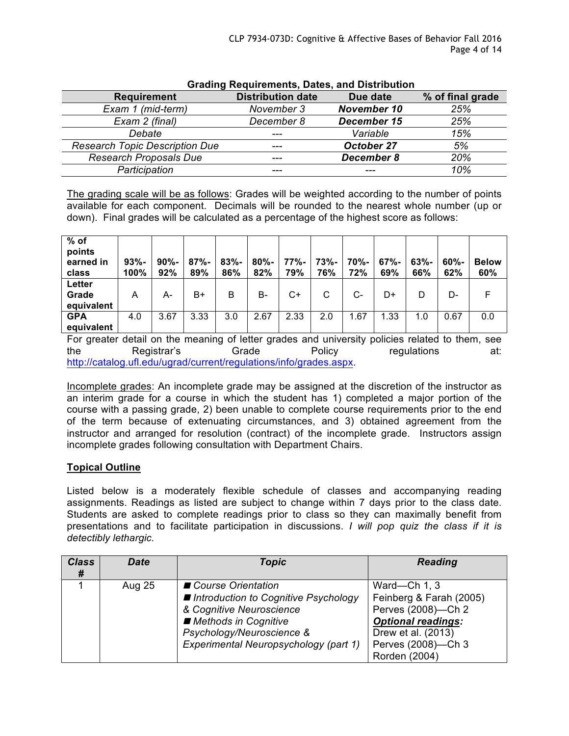**Grading Requirements, Dates, and Distribution**

| Requirement | Distribution date | Due date | % of final grade |
|---|---|---|---|
| *Exam 1 (mid-term)* | *November 3* | ***November 10*** | *25%* |
| *Exam 2 (final)* | *December 8* | ***December 15*** | *25%* |
| *Debate* | *---* | *Variable* | *15%* |
| *Research Topic Description Due* | *---* | ***October 27*** | *5%* |
| *Research Proposals Due* | *---* | ***December 8*** | *20%* |
| *Participation* | *---* | *---* | *10%* |

<u>The grading scale will be as follows</u>: Grades will be weighted according to the number of points available for each component. Decimals will be rounded to the nearest whole number (up or down). Final grades will be calculated as a percentage of the highest score as follows:

| **% of points earned in class** | **93%-100%** | **90%-92%** | **87%-89%** | **83%-86%** | **80%-82%** | **77%-79%** | **73%-76%** | **70%-72%** | **67%-69%** | **63%-66%** | **60%-62%** | **Below 60%** |
|---|---|---|---|---|---|---|---|---|---|---|---|---|
| **Letter Grade equivalent** | A | A- | B+ | B | B- | C+ | C | C- | D+ | D | D- | F |
| **GPA equivalent** | 4.0 | 3.67 | 3.33 | 3.0 | 2.67 | 2.33 | 2.0 | 1.67 | 1.33 | 1.0 | 0.67 | 0.0 |

For greater detail on the meaning of letter grades and university policies related to them, see the Registrar's Grade Policy regulations at: http://catalog.ufl.edu/ugrad/current/regulations/info/grades.aspx.

<u>Incomplete grades</u>: An incomplete grade may be assigned at the discretion of the instructor as an interim grade for a course in which the student has 1) completed a major portion of the course with a passing grade, 2) been unable to complete course requirements prior to the end of the term because of extenuating circumstances, and 3) obtained agreement from the instructor and arranged for resolution (contract) of the incomplete grade. Instructors assign incomplete grades following consultation with Department Chairs.

## **<u>Topical Outline</u>**

Listed below is a moderately flexible schedule of classes and accompanying reading assignments. Readings as listed are subject to change within 7 days prior to the class date. Students are asked to complete readings prior to class so they can maximally benefit from presentations and to facilitate participation in discussions. *I will pop quiz the class if it is detectibly lethargic.*

| ***Class #*** | ***Date*** | ***Topic*** | ***Reading*** |
|---|---|---|---|
| 1 | Aug 25 | ■ *Course Orientation*<br>■ *Introduction to Cognitive Psychology & Cognitive Neuroscience*<br>■ *Methods in Cognitive Psychology/Neuroscience & Experimental Neuropsychology (part 1)* | Ward—Ch 1, 3<br>Feinberg & Farah (2005)<br>Perves (2008)—Ch 2<br>***<u>Optional readings</u>:***<br>Drew et al. (2013)<br>Perves (2008)—Ch 3<br>Rorden (2004) |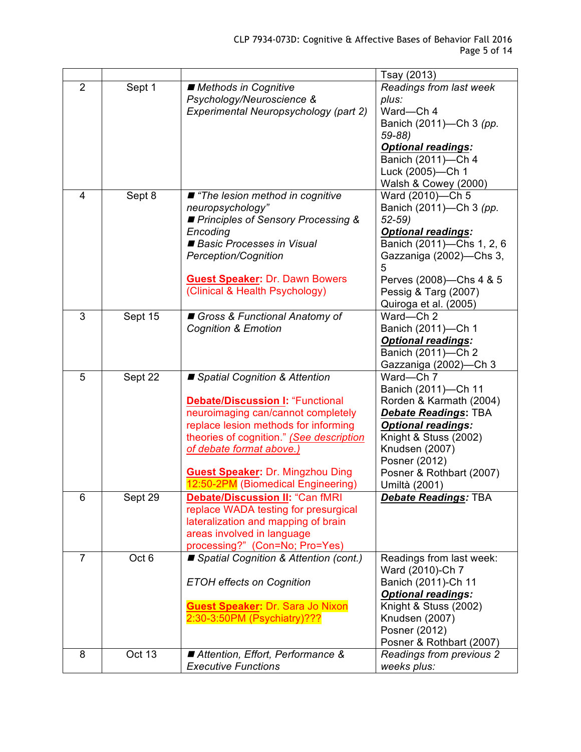| | | | |
|---|---|---|---|
| | | | Tsay (2013) |
| 2 | Sept 1 | ■ *Methods in Cognitive Psychology/Neuroscience & Experimental Neuropsychology (part 2)* | *Readings from last week plus:*<br>Ward—Ch 4<br>Banich (2011)—Ch 3 *(pp. 59-88)*<br>***Optional readings:***<br>Banich (2011)—Ch 4<br>Luck (2005)—Ch 1<br>Walsh & Cowey (2000) |
| 4 | Sept 8 | ■ *"The lesion method in cognitive neuropsychology"*<br>■ *Principles of Sensory Processing & Encoding*<br>■ *Basic Processes in Visual Perception/Cognition*<br><br>**Guest Speaker:** Dr. Dawn Bowers (Clinical & Health Psychology) | Ward (2010)—Ch 5<br>Banich (2011)—Ch 3 *(pp. 52-59)*<br>***Optional readings:***<br>Banich (2011)—Chs 1, 2, 6<br>Gazzaniga (2002)—Chs 3, 5<br>Perves (2008)—Chs 4 & 5<br>Pessig & Targ (2007)<br>Quiroga et al. (2005) |
| 3 | Sept 15 | ■ *Gross & Functional Anatomy of Cognition & Emotion* | Ward—Ch 2<br>Banich (2011)—Ch 1<br>***Optional readings:***<br>Banich (2011)—Ch 2<br>Gazzaniga (2002)—Ch 3 |
| 5 | Sept 22 | ■ *Spatial Cognition & Attention*<br><br>**Debate/Discussion I:** "Functional neuroimaging can/cannot completely replace lesion methods for informing theories of cognition." *(See description of debate format above.)*<br><br>**Guest Speaker:** Dr. Mingzhou Ding 12:50-2PM (Biomedical Engineering) | Ward—Ch 7<br>Banich (2011)—Ch 11<br>Rorden & Karmath (2004)<br>***Debate Readings:*** TBA<br>***Optional readings:***<br>Knight & Stuss (2002)<br>Knudsen (2007)<br>Posner (2012)<br>Posner & Rothbart (2007)<br>Umiltà (2001) |
| 6 | Sept 29 | **Debate/Discussion II:** "Can fMRI replace WADA testing for presurgical lateralization and mapping of brain areas involved in language processing?" (Con=No; Pro=Yes) | ***Debate Readings:*** TBA |
| 7 | Oct 6 | ■ *Spatial Cognition & Attention (cont.)*<br><br>*ETOH effects on Cognition*<br><br>**Guest Speaker:** Dr. Sara Jo Nixon 2:30-3:50PM (Psychiatry)??? | Readings from last week:<br>Ward (2010)-Ch 7<br>Banich (2011)-Ch 11<br>***Optional readings:***<br>Knight & Stuss (2002)<br>Knudsen (2007)<br>Posner (2012)<br>Posner & Rothbart (2007) |
| 8 | Oct 13 | ■ *Attention, Effort, Performance & Executive Functions* | *Readings from previous 2 weeks plus:* |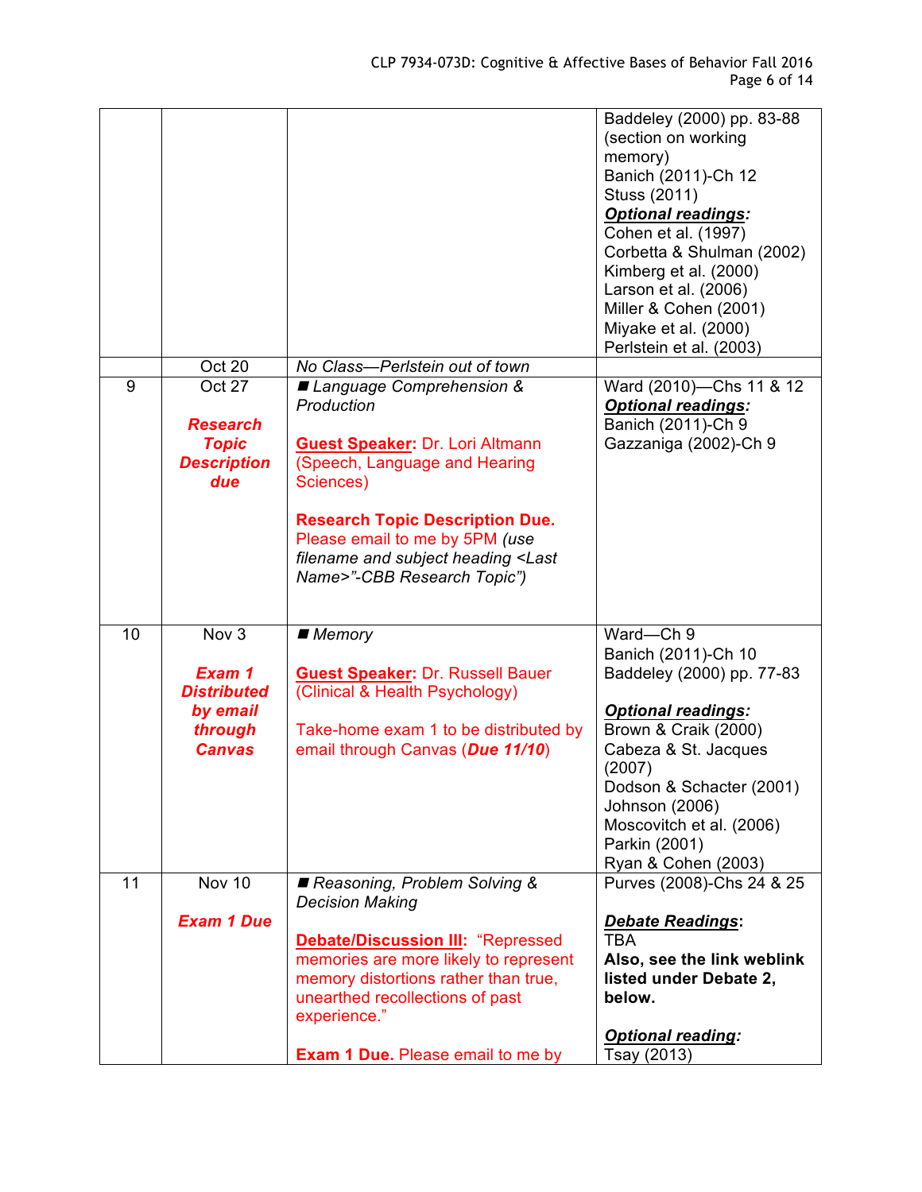| | | | |
|---|---|---|---|
| | | | Baddeley (2000) pp. 83-88 (section on working memory)<br>Banich (2011)-Ch 12<br>Stuss (2011)<br>***Optional readings:***<br>Cohen et al. (1997)<br>Corbetta & Shulman (2002)<br>Kimberg et al. (2000)<br>Larson et al. (2006)<br>Miller & Cohen (2001)<br>Miyake et al. (2000)<br>Perlstein et al. (2003) |
| | Oct 20 | *No Class—Perlstein out of town* | |
| 9 | Oct 27<br><br>***Research Topic Description due*** | ■ *Language Comprehension & Production*<br><br>**Guest Speaker:** Dr. Lori Altmann (Speech, Language and Hearing Sciences)<br><br>**Research Topic Description Due.** Please email to me by 5PM *(use filename and subject heading <Last Name>"-CBB Research Topic")* | Ward (2010)—Chs 11 & 12<br>***Optional readings:***<br>Banich (2011)-Ch 9<br>Gazzaniga (2002)-Ch 9 |
| 10 | Nov 3<br><br>***Exam 1 Distributed by email through Canvas*** | ■ *Memory*<br><br>**Guest Speaker:** Dr. Russell Bauer (Clinical & Health Psychology)<br><br>Take-home exam 1 to be distributed by email through Canvas (***Due 11/10***) | Ward—Ch 9<br>Banich (2011)-Ch 10<br>Baddeley (2000) pp. 77-83<br><br>***Optional readings:***<br>Brown & Craik (2000)<br>Cabeza & St. Jacques (2007)<br>Dodson & Schacter (2001)<br>Johnson (2006)<br>Moscovitch et al. (2006)<br>Parkin (2001)<br>Ryan & Cohen (2003) |
| 11 | Nov 10<br><br>***Exam 1 Due*** | ■ *Reasoning, Problem Solving & Decision Making*<br><br>**Debate/Discussion III:** "Repressed memories are more likely to represent memory distortions rather than true, unearthed recollections of past experience."<br><br>**Exam 1 Due.** Please email to me by | Purves (2008)-Chs 24 & 25<br><br>***Debate Readings:***<br>TBA<br>**Also, see the link weblink listed under Debate 2, below.**<br><br>***Optional reading:***<br>Tsay (2013) |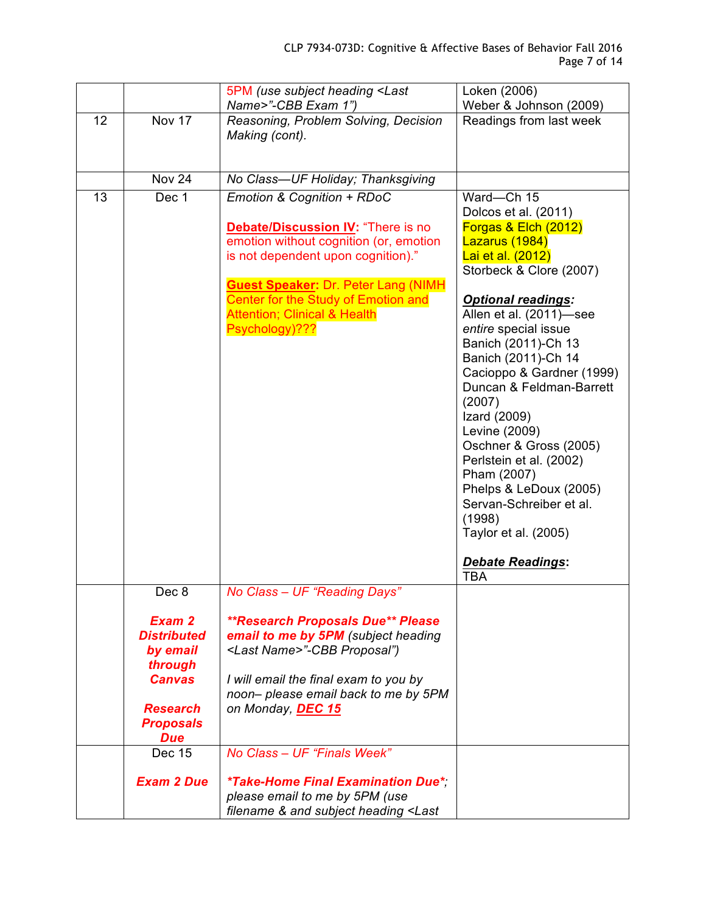| | | | |
|---|---|---|---|
| | | 5PM *(use subject heading <Last Name>"-CBB Exam 1")* | Loken (2006)<br>Weber & Johnson (2009) |
| 12 | Nov 17 | *Reasoning, Problem Solving, Decision Making (cont).* | Readings from last week |
| | Nov 24 | *No Class—UF Holiday; Thanksgiving* | |
| 13 | Dec 1 | *Emotion & Cognition + RDoC*<br><br>**Debate/Discussion IV:** "There is no emotion without cognition (or, emotion is not dependent upon cognition)."<br><br>**Guest Speaker:** Dr. Peter Lang (NIMH Center for the Study of Emotion and Attention; Clinical & Health Psychology)??? | Ward—Ch 15<br>Dolcos et al. (2011)<br>Forgas & Elch (2012)<br>Lazarus (1984)<br>Lai et al. (2012)<br>Storbeck & Clore (2007)<br><br>***Optional readings:***<br>Allen et al. (2011)—see *entire* special issue<br>Banich (2011)-Ch 13<br>Banich (2011)-Ch 14<br>Cacioppo & Gardner (1999)<br>Duncan & Feldman-Barrett (2007)<br>Izard (2009)<br>Levine (2009)<br>Oschner & Gross (2005)<br>Perlstein et al. (2002)<br>Pham (2007)<br>Phelps & LeDoux (2005)<br>Servan-Schreiber et al. (1998)<br>Taylor et al. (2005)<br><br>***Debate Readings*:**<br>TBA |
| | Dec 8<br><br>***Exam 2 Distributed by email through Canvas***<br><br>***Research Proposals Due*** | *No Class – UF "Reading Days"*<br><br>***\*\*Research Proposals Due\*\* Please email to me by 5PM** (subject heading <Last Name>"-CBB Proposal")*<br><br>*I will email the final exam to you by noon– please email back to me by 5PM on Monday, **DEC 15*** | |
| | Dec 15<br><br>***Exam 2 Due*** | *No Class – UF "Finals Week"*<br><br>***\*Take-Home Final Examination Due\****; *please email to me by 5PM (use filename & and subject heading <Last* | |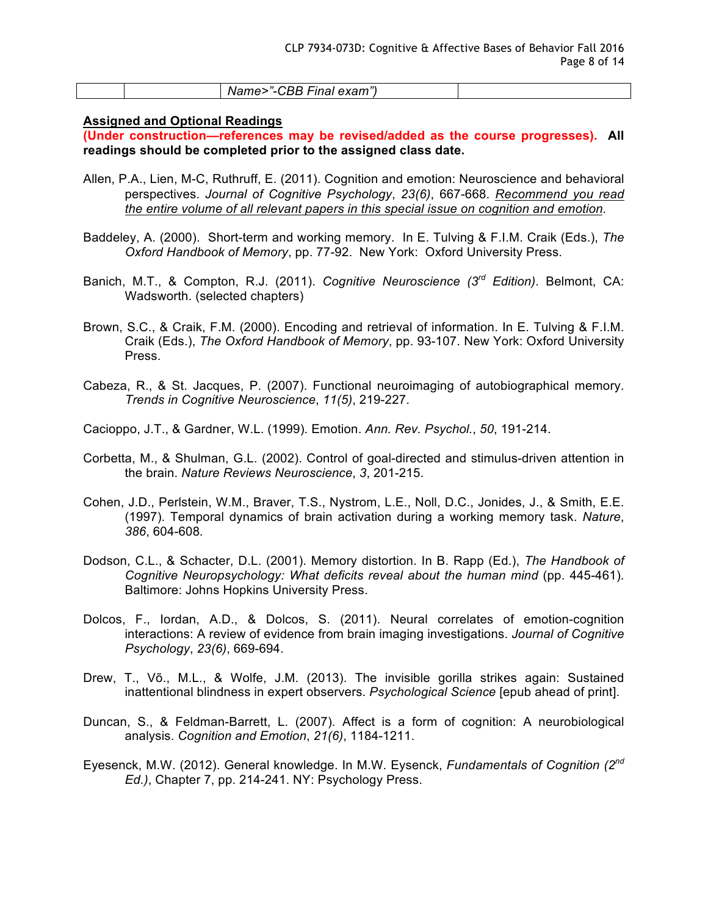|  |  | Name>"-CBB Final exam") |  |
|---|---|---|---|

**Assigned and Optional Readings**

**(Under construction—references may be revised/added as the course progresses). All readings should be completed prior to the assigned class date.**

Allen, P.A., Lien, M-C, Ruthruff, E. (2011). Cognition and emotion: Neuroscience and behavioral perspectives. *Journal of Cognitive Psychology*, *23(6)*, 667-668. Recommend you read the entire volume of all relevant papers in this special issue on cognition and emotion.

Baddeley, A. (2000). Short-term and working memory. In E. Tulving & F.I.M. Craik (Eds.), *The Oxford Handbook of Memory*, pp. 77-92. New York: Oxford University Press.

Banich, M.T., & Compton, R.J. (2011). *Cognitive Neuroscience (3rd Edition)*. Belmont, CA: Wadsworth. (selected chapters)

Brown, S.C., & Craik, F.M. (2000). Encoding and retrieval of information. In E. Tulving & F.I.M. Craik (Eds.), *The Oxford Handbook of Memory*, pp. 93-107. New York: Oxford University Press.

Cabeza, R., & St. Jacques, P. (2007). Functional neuroimaging of autobiographical memory. *Trends in Cognitive Neuroscience*, *11(5)*, 219-227.

Cacioppo, J.T., & Gardner, W.L. (1999). Emotion. *Ann. Rev. Psychol.*, *50*, 191-214.

Corbetta, M., & Shulman, G.L. (2002). Control of goal-directed and stimulus-driven attention in the brain. *Nature Reviews Neuroscience*, *3*, 201-215.

Cohen, J.D., Perlstein, W.M., Braver, T.S., Nystrom, L.E., Noll, D.C., Jonides, J., & Smith, E.E. (1997). Temporal dynamics of brain activation during a working memory task. *Nature*, *386*, 604-608.

Dodson, C.L., & Schacter, D.L. (2001). Memory distortion. In B. Rapp (Ed.), *The Handbook of Cognitive Neuropsychology: What deficits reveal about the human mind* (pp. 445-461). Baltimore: Johns Hopkins University Press.

Dolcos, F., Iordan, A.D., & Dolcos, S. (2011). Neural correlates of emotion-cognition interactions: A review of evidence from brain imaging investigations. *Journal of Cognitive Psychology*, *23(6)*, 669-694.

Drew, T., Võ., M.L., & Wolfe, J.M. (2013). The invisible gorilla strikes again: Sustained inattentional blindness in expert observers. *Psychological Science* [epub ahead of print].

Duncan, S., & Feldman-Barrett, L. (2007). Affect is a form of cognition: A neurobiological analysis. *Cognition and Emotion*, *21(6)*, 1184-1211.

Eyesenck, M.W. (2012). General knowledge. In M.W. Eysenck, *Fundamentals of Cognition (2nd Ed.)*, Chapter 7, pp. 214-241. NY: Psychology Press.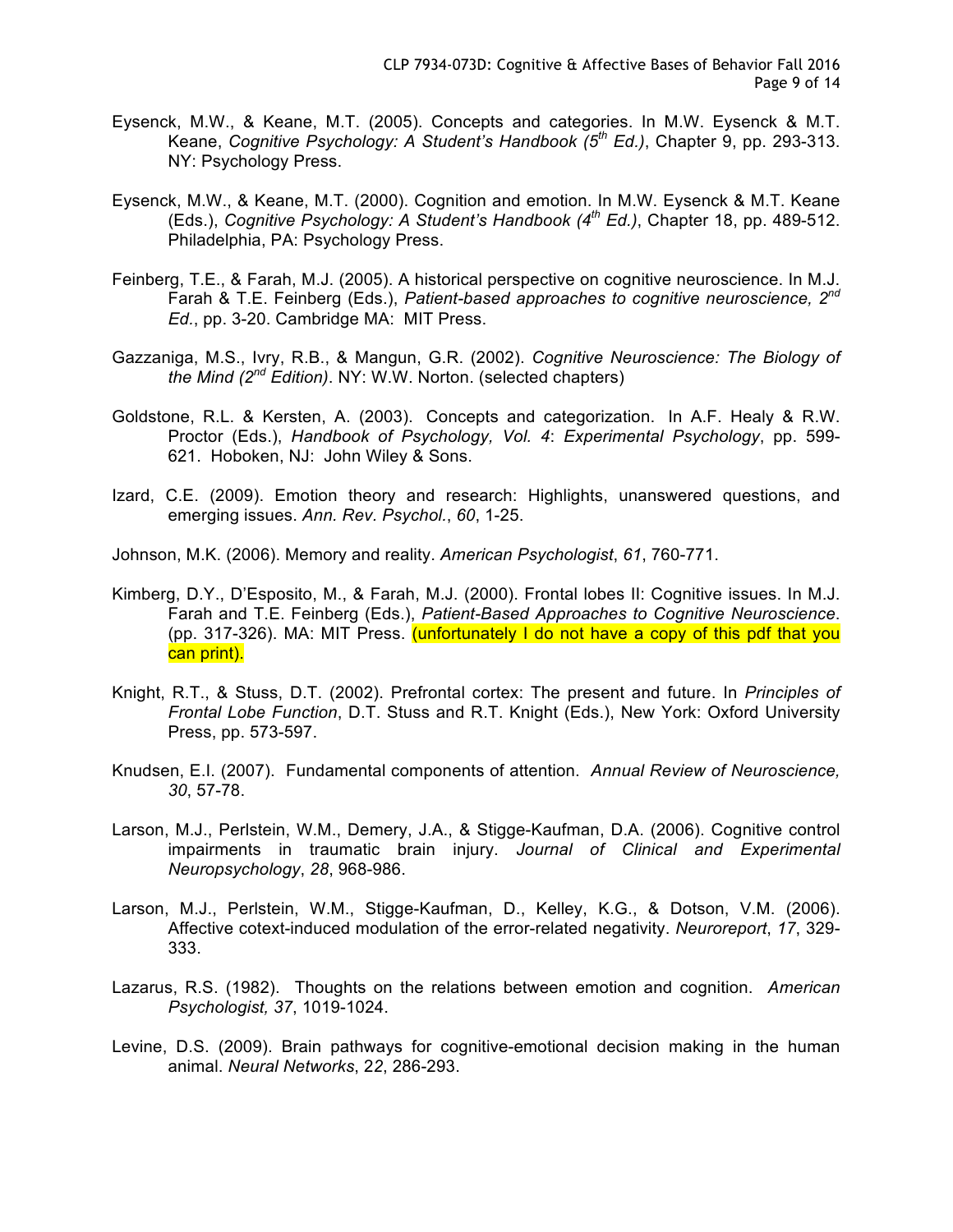Eysenck, M.W., & Keane, M.T. (2005). Concepts and categories. In M.W. Eysenck & M.T. Keane, *Cognitive Psychology: A Student's Handbook (5th Ed.)*, Chapter 9, pp. 293-313. NY: Psychology Press.

Eysenck, M.W., & Keane, M.T. (2000). Cognition and emotion. In M.W. Eysenck & M.T. Keane (Eds.), *Cognitive Psychology: A Student's Handbook (4th Ed.)*, Chapter 18, pp. 489-512. Philadelphia, PA: Psychology Press.

Feinberg, T.E., & Farah, M.J. (2005). A historical perspective on cognitive neuroscience. In M.J. Farah & T.E. Feinberg (Eds.), *Patient-based approaches to cognitive neuroscience, 2nd Ed.*, pp. 3-20. Cambridge MA: MIT Press.

Gazzaniga, M.S., Ivry, R.B., & Mangun, G.R. (2002). *Cognitive Neuroscience: The Biology of the Mind (2nd Edition)*. NY: W.W. Norton. (selected chapters)

Goldstone, R.L. & Kersten, A. (2003). Concepts and categorization. In A.F. Healy & R.W. Proctor (Eds.), *Handbook of Psychology, Vol. 4*: *Experimental Psychology*, pp. 599-621. Hoboken, NJ: John Wiley & Sons.

Izard, C.E. (2009). Emotion theory and research: Highlights, unanswered questions, and emerging issues. *Ann. Rev. Psychol.*, *60*, 1-25.

Johnson, M.K. (2006). Memory and reality. *American Psychologist*, *61*, 760-771.

Kimberg, D.Y., D'Esposito, M., & Farah, M.J. (2000). Frontal lobes II: Cognitive issues. In M.J. Farah and T.E. Feinberg (Eds.), *Patient-Based Approaches to Cognitive Neuroscience*. (pp. 317-326). MA: MIT Press. (unfortunately I do not have a copy of this pdf that you can print).

Knight, R.T., & Stuss, D.T. (2002). Prefrontal cortex: The present and future. In *Principles of Frontal Lobe Function*, D.T. Stuss and R.T. Knight (Eds.), New York: Oxford University Press, pp. 573-597.

Knudsen, E.I. (2007). Fundamental components of attention. *Annual Review of Neuroscience, 30*, 57-78.

Larson, M.J., Perlstein, W.M., Demery, J.A., & Stigge-Kaufman, D.A. (2006). Cognitive control impairments in traumatic brain injury. *Journal of Clinical and Experimental Neuropsychology*, *28*, 968-986.

Larson, M.J., Perlstein, W.M., Stigge-Kaufman, D., Kelley, K.G., & Dotson, V.M. (2006). Affective cotext-induced modulation of the error-related negativity. *Neuroreport*, *17*, 329-333.

Lazarus, R.S. (1982). Thoughts on the relations between emotion and cognition. *American Psychologist, 37*, 1019-1024.

Levine, D.S. (2009). Brain pathways for cognitive-emotional decision making in the human animal. *Neural Networks*, *22*, 286-293.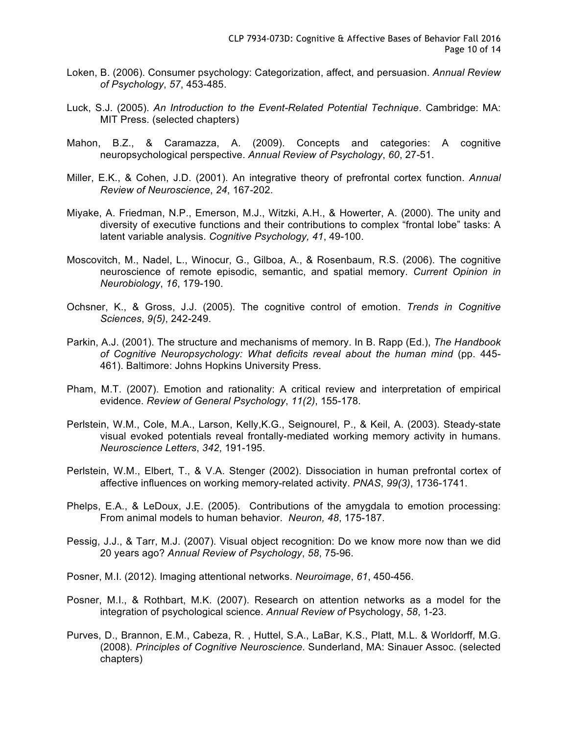Loken, B. (2006). Consumer psychology: Categorization, affect, and persuasion. *Annual Review of Psychology*, *57*, 453-485.

Luck, S.J. (2005). *An Introduction to the Event-Related Potential Technique*. Cambridge: MA: MIT Press. (selected chapters)

Mahon, B.Z., & Caramazza, A. (2009). Concepts and categories: A cognitive neuropsychological perspective. *Annual Review of Psychology*, *60*, 27-51.

Miller, E.K., & Cohen, J.D. (2001). An integrative theory of prefrontal cortex function. *Annual Review of Neuroscience*, *24*, 167-202.

Miyake, A. Friedman, N.P., Emerson, M.J., Witzki, A.H., & Howerter, A. (2000). The unity and diversity of executive functions and their contributions to complex "frontal lobe" tasks: A latent variable analysis. *Cognitive Psychology, 41*, 49-100.

Moscovitch, M., Nadel, L., Winocur, G., Gilboa, A., & Rosenbaum, R.S. (2006). The cognitive neuroscience of remote episodic, semantic, and spatial memory. *Current Opinion in Neurobiology*, *16*, 179-190.

Ochsner, K., & Gross, J.J. (2005). The cognitive control of emotion. *Trends in Cognitive Sciences*, *9(5)*, 242-249.

Parkin, A.J. (2001). The structure and mechanisms of memory. In B. Rapp (Ed.), *The Handbook of Cognitive Neuropsychology: What deficits reveal about the human mind* (pp. 445-461). Baltimore: Johns Hopkins University Press.

Pham, M.T. (2007). Emotion and rationality: A critical review and interpretation of empirical evidence. *Review of General Psychology*, *11(2)*, 155-178.

Perlstein, W.M., Cole, M.A., Larson, Kelly,K.G., Seignourel, P., & Keil, A. (2003). Steady-state visual evoked potentials reveal frontally-mediated working memory activity in humans. *Neuroscience Letters*, *342*, 191-195.

Perlstein, W.M., Elbert, T., & V.A. Stenger (2002). Dissociation in human prefrontal cortex of affective influences on working memory-related activity. *PNAS*, *99(3)*, 1736-1741.

Phelps, E.A., & LeDoux, J.E. (2005). Contributions of the amygdala to emotion processing: From animal models to human behavior. *Neuron, 48*, 175-187.

Pessig, J.J., & Tarr, M.J. (2007). Visual object recognition: Do we know more now than we did 20 years ago? *Annual Review of Psychology*, *58*, 75-96.

Posner, M.I. (2012). Imaging attentional networks. *Neuroimage*, *61*, 450-456.

Posner, M.I., & Rothbart, M.K. (2007). Research on attention networks as a model for the integration of psychological science. *Annual Review of* Psychology, *58*, 1-23.

Purves, D., Brannon, E.M., Cabeza, R. , Huttel, S.A., LaBar, K.S., Platt, M.L. & Worldorff, M.G. (2008). *Principles of Cognitive Neuroscience*. Sunderland, MA: Sinauer Assoc. (selected chapters)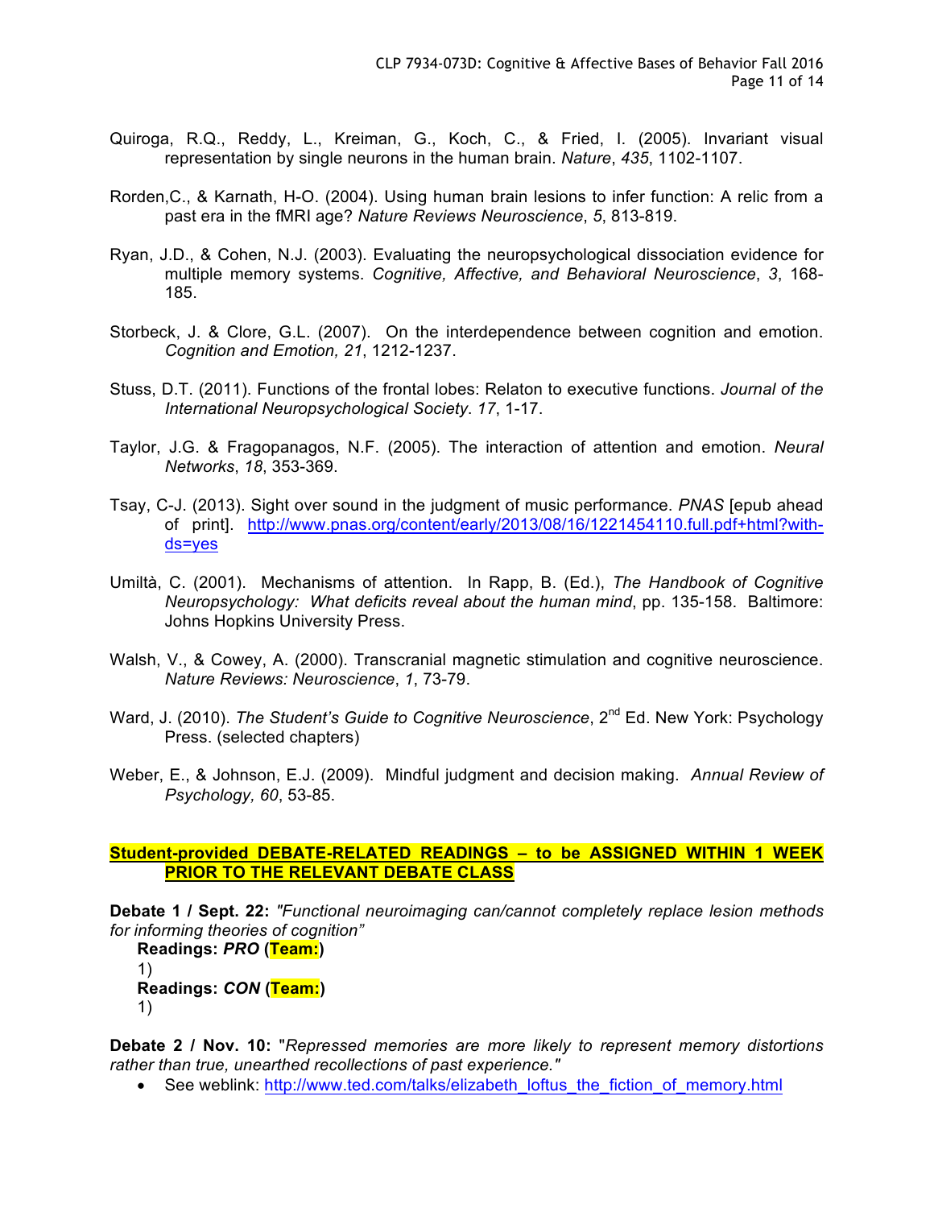Quiroga, R.Q., Reddy, L., Kreiman, G., Koch, C., & Fried, I. (2005). Invariant visual representation by single neurons in the human brain. *Nature*, *435*, 1102-1107.

Rorden,C., & Karnath, H-O. (2004). Using human brain lesions to infer function: A relic from a past era in the fMRI age? *Nature Reviews Neuroscience*, *5*, 813-819.

Ryan, J.D., & Cohen, N.J. (2003). Evaluating the neuropsychological dissociation evidence for multiple memory systems. *Cognitive, Affective, and Behavioral Neuroscience*, *3*, 168-185.

Storbeck, J. & Clore, G.L. (2007). On the interdependence between cognition and emotion. *Cognition and Emotion, 21*, 1212-1237.

Stuss, D.T. (2011). Functions of the frontal lobes: Relaton to executive functions. *Journal of the International Neuropsychological Society*. *17*, 1-17.

Taylor, J.G. & Fragopanagos, N.F. (2005). The interaction of attention and emotion. *Neural Networks*, *18*, 353-369.

Tsay, C-J. (2013). Sight over sound in the judgment of music performance. *PNAS* [epub ahead of print]. http://www.pnas.org/content/early/2013/08/16/1221454110.full.pdf+html?with-ds=yes

Umiltà, C. (2001). Mechanisms of attention. In Rapp, B. (Ed.), *The Handbook of Cognitive Neuropsychology: What deficits reveal about the human mind*, pp. 135-158. Baltimore: Johns Hopkins University Press.

Walsh, V., & Cowey, A. (2000). Transcranial magnetic stimulation and cognitive neuroscience. *Nature Reviews: Neuroscience*, *1*, 73-79.

Ward, J. (2010). *The Student's Guide to Cognitive Neuroscience*, 2nd Ed. New York: Psychology Press. (selected chapters)

Weber, E., & Johnson, E.J. (2009). Mindful judgment and decision making. *Annual Review of Psychology, 60*, 53-85.

**Student-provided DEBATE-RELATED READINGS – to be ASSIGNED WITHIN 1 WEEK PRIOR TO THE RELEVANT DEBATE CLASS**

**Debate 1 / Sept. 22:** *"Functional neuroimaging can/cannot completely replace lesion methods for informing theories of cognition"*

**Readings: *PRO* (Team:)**

1)

**Readings: *CON* (Team:)**

1)

**Debate 2 / Nov. 10:** "*Repressed memories are more likely to represent memory distortions rather than true, unearthed recollections of past experience."*

- See weblink: http://www.ted.com/talks/elizabeth_loftus_the_fiction_of_memory.html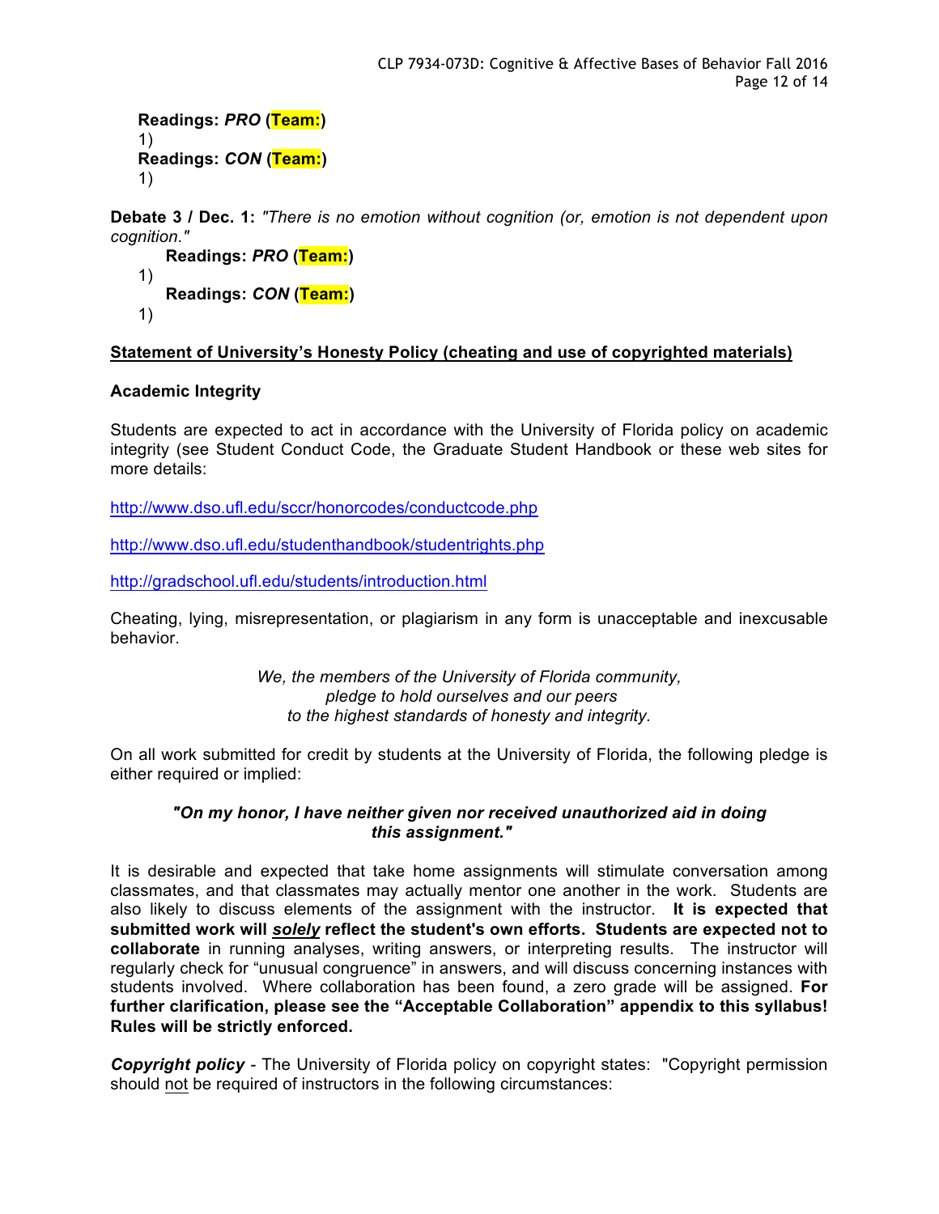**Readings: *PRO* (Team:)**
1)
**Readings: *CON* (Team:)**
1)

**Debate 3 / Dec. 1:** *"There is no emotion without cognition (or, emotion is not dependent upon cognition."*

**Readings: *PRO* (Team:)**
1)
**Readings: *CON* (Team:)**
1)

**<u>Statement of University's Honesty Policy (cheating and use of copyrighted materials)</u>**

**Academic Integrity**

Students are expected to act in accordance with the University of Florida policy on academic integrity (see Student Conduct Code, the Graduate Student Handbook or these web sites for more details:

http://www.dso.ufl.edu/sccr/honorcodes/conductcode.php

http://www.dso.ufl.edu/studenthandbook/studentrights.php

http://gradschool.ufl.edu/students/introduction.html

Cheating, lying, misrepresentation, or plagiarism in any form is unacceptable and inexcusable behavior.

*We, the members of the University of Florida community,*
*pledge to hold ourselves and our peers*
*to the highest standards of honesty and integrity.*

On all work submitted for credit by students at the University of Florida, the following pledge is either required or implied:

***"On my honor, I have neither given nor received unauthorized aid in doing this assignment."***

It is desirable and expected that take home assignments will stimulate conversation among classmates, and that classmates may actually mentor one another in the work. Students are also likely to discuss elements of the assignment with the instructor. **It is expected that submitted work will *<u>solely</u>* reflect the student's own efforts. Students are expected not to collaborate** in running analyses, writing answers, or interpreting results. The instructor will regularly check for "unusual congruence" in answers, and will discuss concerning instances with students involved. Where collaboration has been found, a zero grade will be assigned. **For further clarification, please see the "Acceptable Collaboration" appendix to this syllabus! Rules will be strictly enforced.**

***Copyright policy*** - The University of Florida policy on copyright states: "Copyright permission should <u>not</u> be required of instructors in the following circumstances: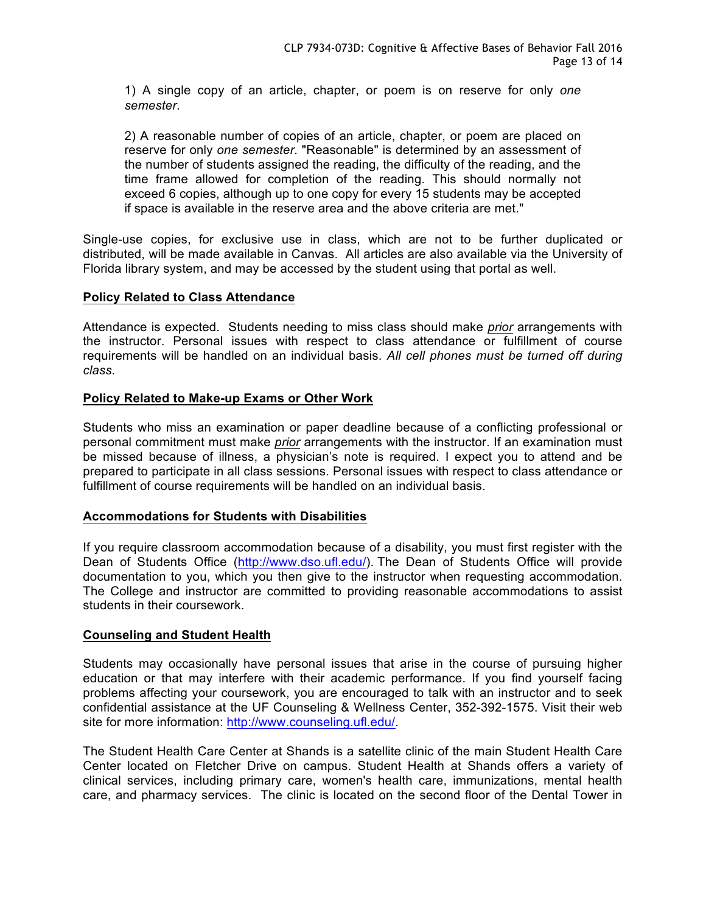1) A single copy of an article, chapter, or poem is on reserve for only *one semester*.

2) A reasonable number of copies of an article, chapter, or poem are placed on reserve for only *one semester*. "Reasonable" is determined by an assessment of the number of students assigned the reading, the difficulty of the reading, and the time frame allowed for completion of the reading. This should normally not exceed 6 copies, although up to one copy for every 15 students may be accepted if space is available in the reserve area and the above criteria are met."

Single-use copies, for exclusive use in class, which are not to be further duplicated or distributed, will be made available in Canvas. All articles are also available via the University of Florida library system, and may be accessed by the student using that portal as well.

**Policy Related to Class Attendance**

Attendance is expected. Students needing to miss class should make *prior* arrangements with the instructor. Personal issues with respect to class attendance or fulfillment of course requirements will be handled on an individual basis. *All cell phones must be turned off during class.*

**Policy Related to Make-up Exams or Other Work**

Students who miss an examination or paper deadline because of a conflicting professional or personal commitment must make *prior* arrangements with the instructor. If an examination must be missed because of illness, a physician's note is required. I expect you to attend and be prepared to participate in all class sessions. Personal issues with respect to class attendance or fulfillment of course requirements will be handled on an individual basis.

**Accommodations for Students with Disabilities**

If you require classroom accommodation because of a disability, you must first register with the Dean of Students Office (http://www.dso.ufl.edu/). The Dean of Students Office will provide documentation to you, which you then give to the instructor when requesting accommodation. The College and instructor are committed to providing reasonable accommodations to assist students in their coursework.

**Counseling and Student Health**

Students may occasionally have personal issues that arise in the course of pursuing higher education or that may interfere with their academic performance. If you find yourself facing problems affecting your coursework, you are encouraged to talk with an instructor and to seek confidential assistance at the UF Counseling & Wellness Center, 352-392-1575. Visit their web site for more information: http://www.counseling.ufl.edu/.

The Student Health Care Center at Shands is a satellite clinic of the main Student Health Care Center located on Fletcher Drive on campus. Student Health at Shands offers a variety of clinical services, including primary care, women's health care, immunizations, mental health care, and pharmacy services. The clinic is located on the second floor of the Dental Tower in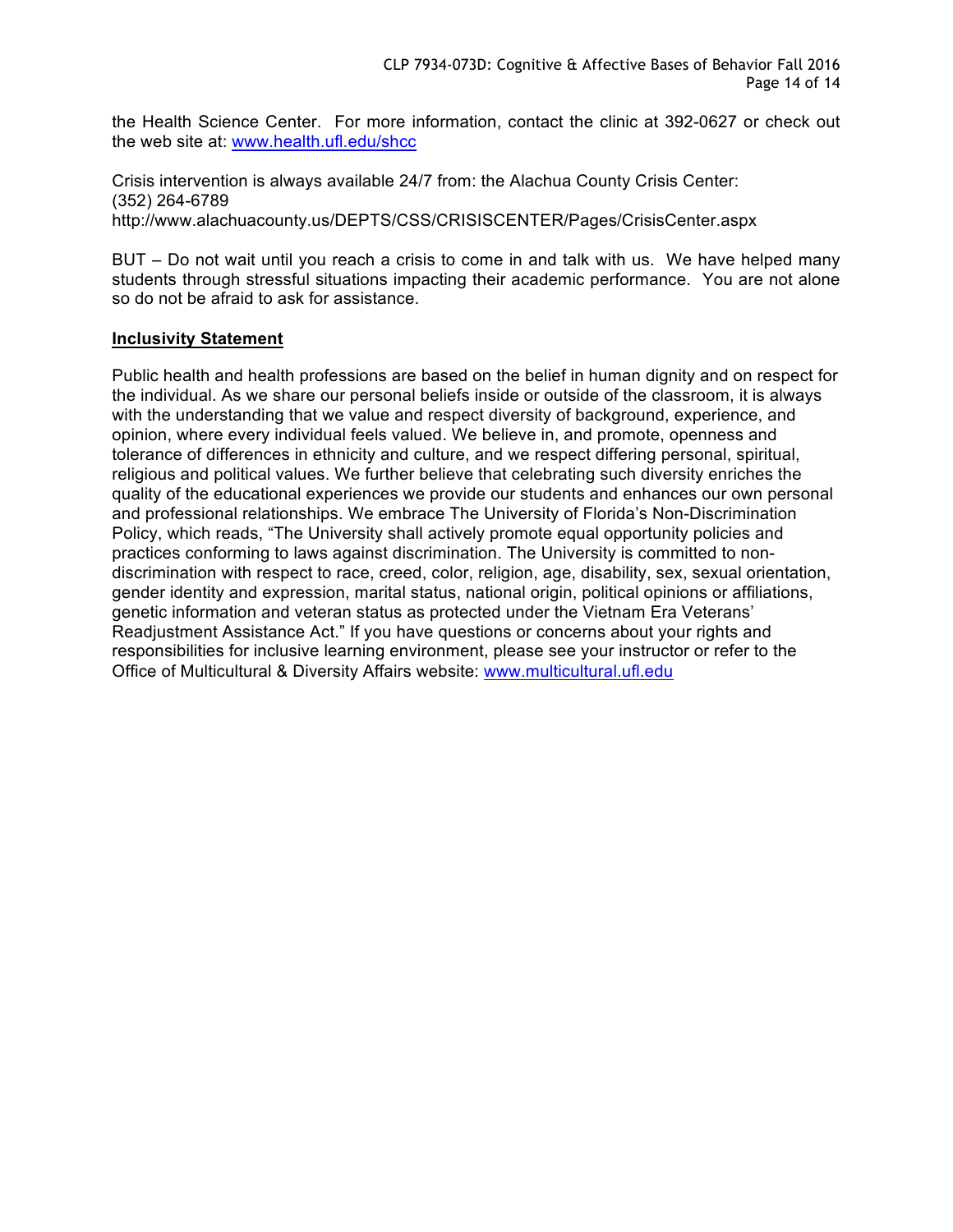the Health Science Center. For more information, contact the clinic at 392-0627 or check out the web site at: www.health.ufl.edu/shcc

Crisis intervention is always available 24/7 from: the Alachua County Crisis Center:
(352) 264-6789
http://www.alachuacounty.us/DEPTS/CSS/CRISISCENTER/Pages/CrisisCenter.aspx

BUT – Do not wait until you reach a crisis to come in and talk with us. We have helped many students through stressful situations impacting their academic performance. You are not alone so do not be afraid to ask for assistance.

**Inclusivity Statement**

Public health and health professions are based on the belief in human dignity and on respect for the individual. As we share our personal beliefs inside or outside of the classroom, it is always with the understanding that we value and respect diversity of background, experience, and opinion, where every individual feels valued. We believe in, and promote, openness and tolerance of differences in ethnicity and culture, and we respect differing personal, spiritual, religious and political values. We further believe that celebrating such diversity enriches the quality of the educational experiences we provide our students and enhances our own personal and professional relationships. We embrace The University of Florida's Non-Discrimination Policy, which reads, "The University shall actively promote equal opportunity policies and practices conforming to laws against discrimination. The University is committed to non-discrimination with respect to race, creed, color, religion, age, disability, sex, sexual orientation, gender identity and expression, marital status, national origin, political opinions or affiliations, genetic information and veteran status as protected under the Vietnam Era Veterans' Readjustment Assistance Act." If you have questions or concerns about your rights and responsibilities for inclusive learning environment, please see your instructor or refer to the Office of Multicultural & Diversity Affairs website: www.multicultural.ufl.edu